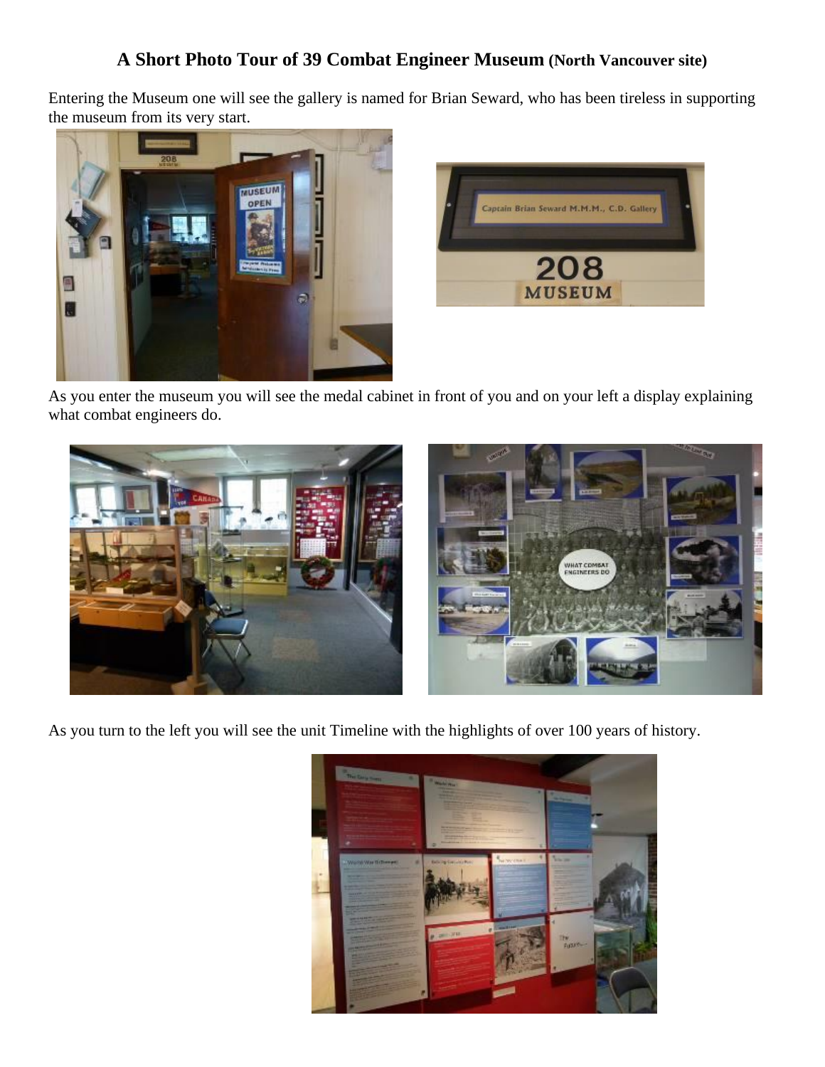# A Short Photo Tour of 39 Combat Engineer Museum (North Vancouver site)

Entering the Museum one will see the gallery is named for Brian Seward, who has been tireless in supporting the museum from its very start.

As you enter the museum you will see the medal cabinet in front of you and on your left a display explaining what combat engineers do.

As you turn to the left you will see the unit Timeline with the highlights of over 100 years of history.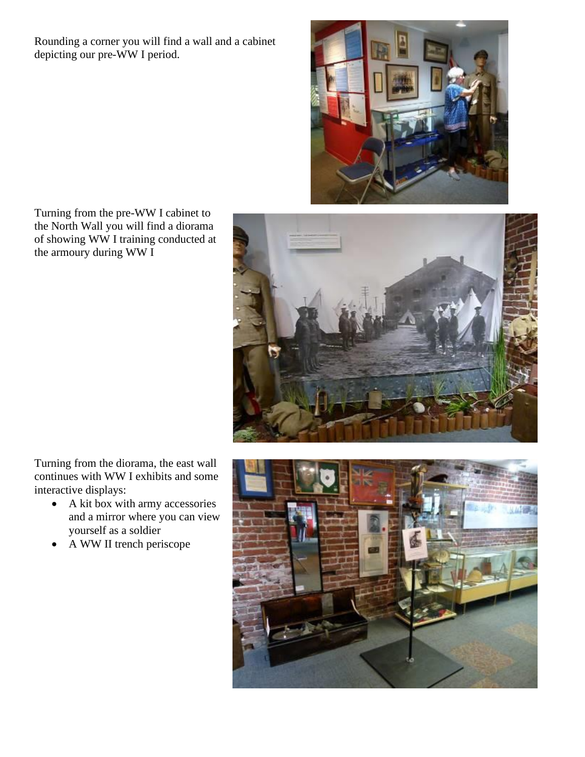Rounding a corner you will find a wall and a cabinet depicting our pre-WW I period.

Turning from the pre-WW I cabinet to the North Wall you will find a diorama of showing WW I training conducted at the armoury during WW I

Turning from the diorama, the east wall continues with WW I exhibits and some interactive displays:

- A kit box with army accessories and a mirror where you can view yourself as a soldier
- A WW II trench periscope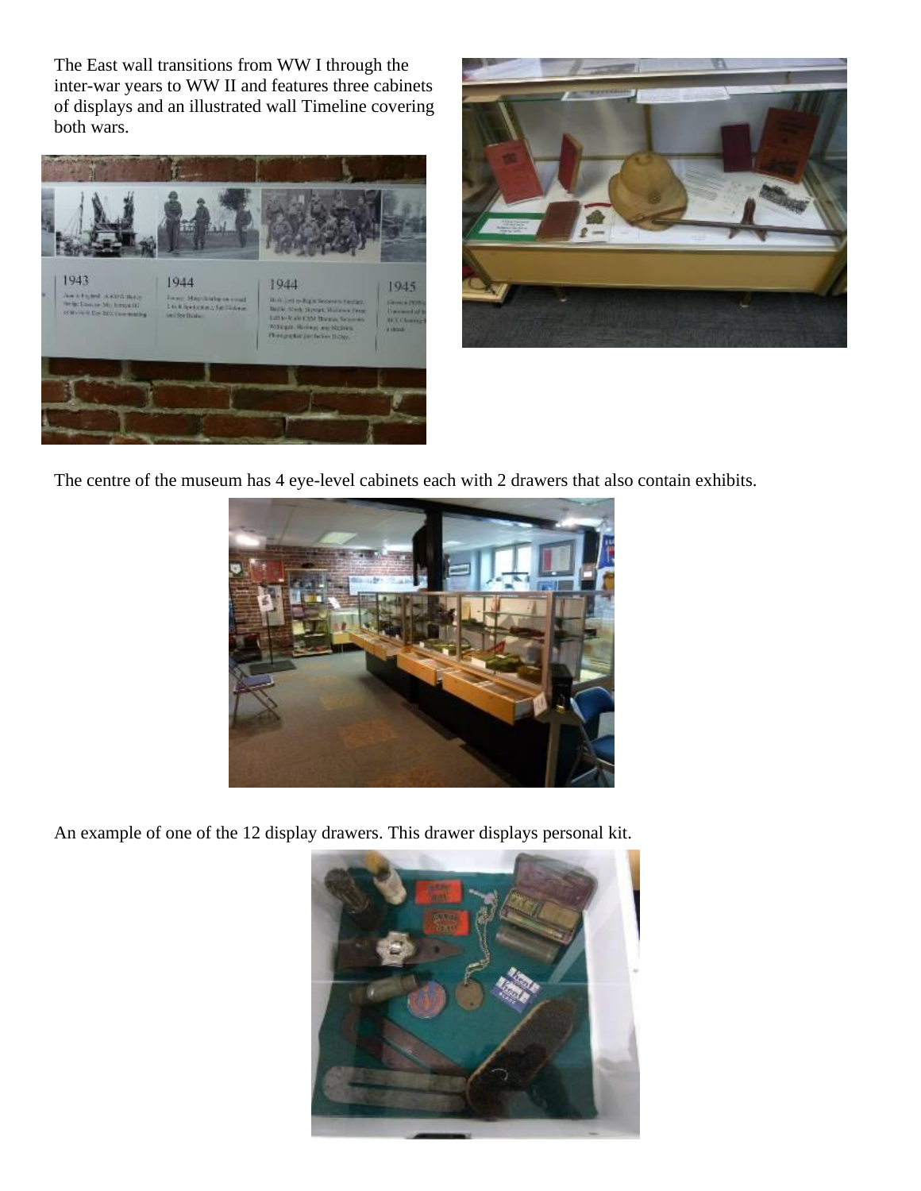The East wall transitions from WW I through the inter-war years to WW II and features three cabinets of displays and an illustrated wall Timeline covering both wars.

The centre of the museum has 4 eye-level cabinets each with 2 drawers that also contain exhibits.

An example of one of the 12 display drawers. This drawer displays personal kit.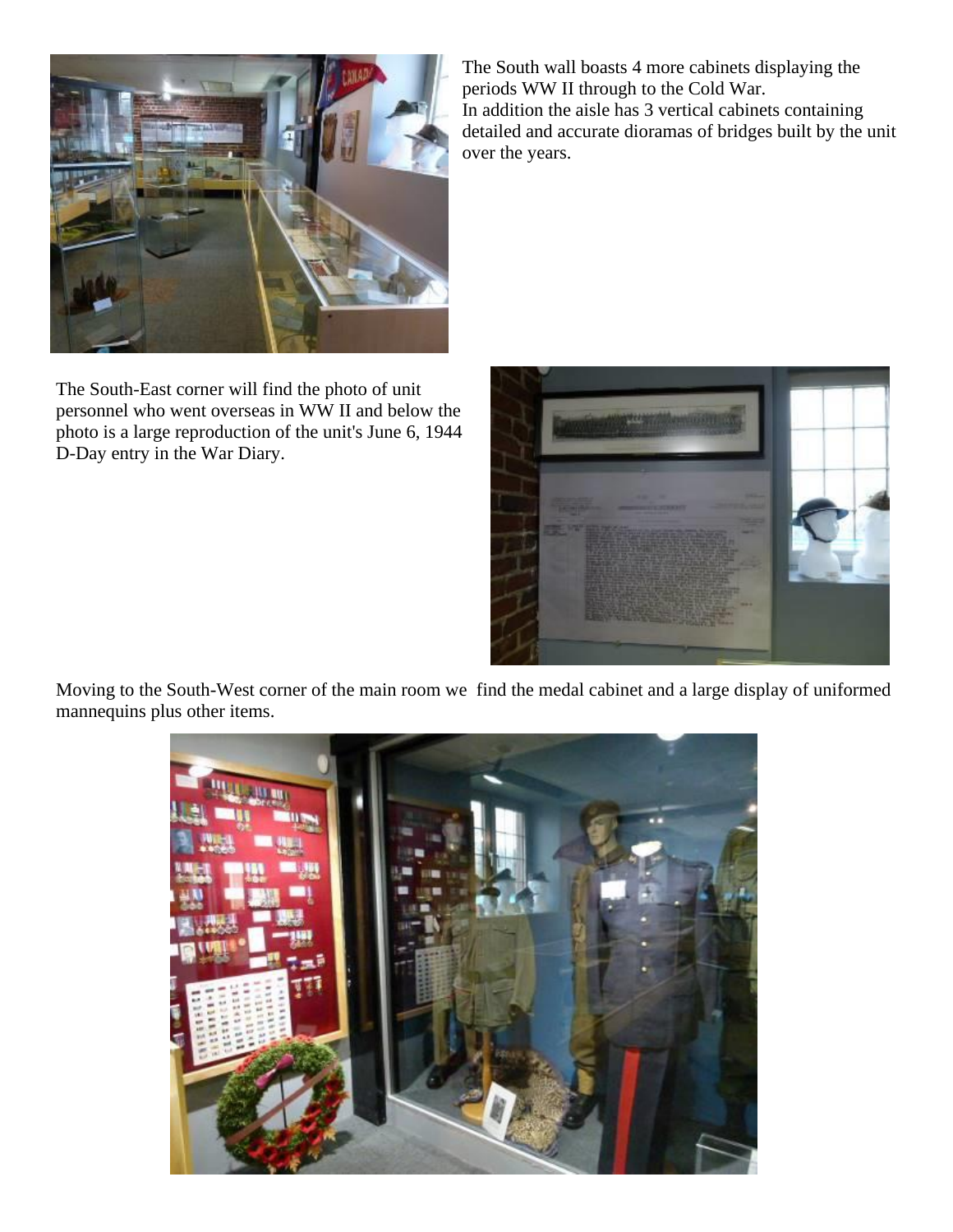The South wall boasts 4 more cabinets displaying the periods WW II through to the Cold War.
In addition the aisle has 3 vertical cabinets containing detailed and accurate dioramas of bridges built by the unit over the years.

The South-East corner will find the photo of unit personnel who went overseas in WW II and below the photo is a large reproduction of the unit's June 6, 1944 D-Day entry in the War Diary.

Moving to the South-West corner of the main room we find the medal cabinet and a large display of uniformed mannequins plus other items.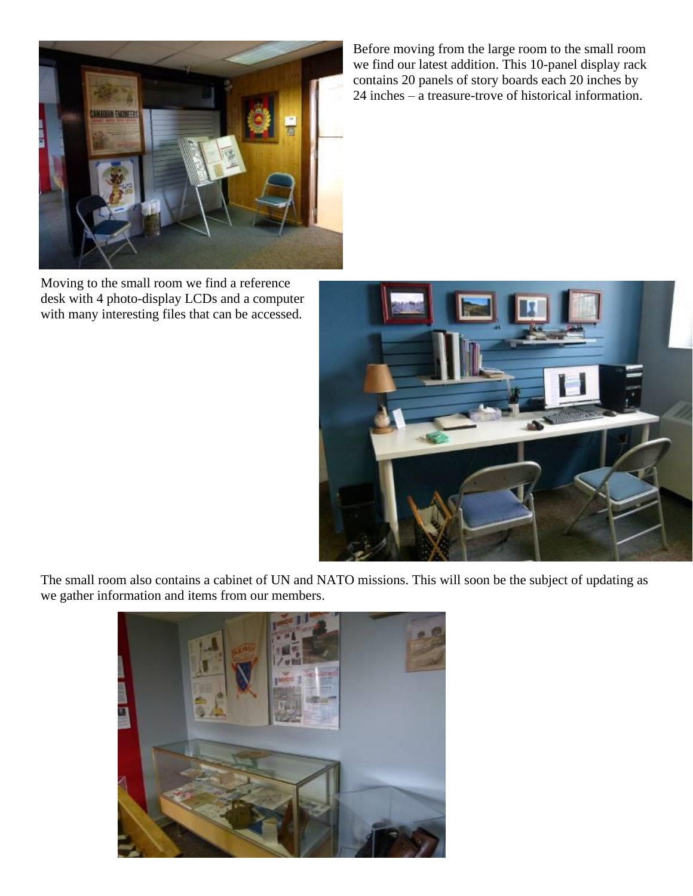Before moving from the large room to the small room we find our latest addition. This 10-panel display rack contains 20 panels of story boards each 20 inches by 24 inches – a treasure-trove of historical information.

Moving to the small room we find a reference desk with 4 photo-display LCDs and a computer with many interesting files that can be accessed.

The small room also contains a cabinet of UN and NATO missions. This will soon be the subject of updating as we gather information and items from our members.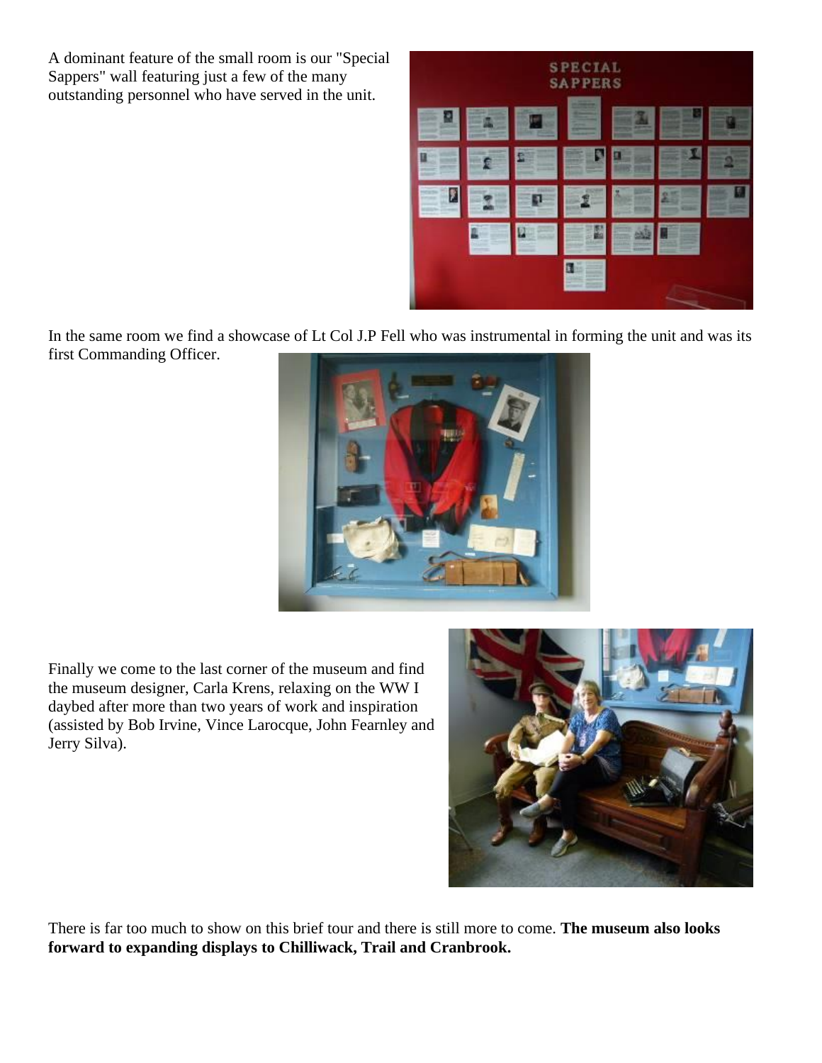A dominant feature of the small room is our "Special Sappers" wall featuring just a few of the many outstanding personnel who have served in the unit.

In the same room we find a showcase of Lt Col J.P Fell who was instrumental in forming the unit and was its first Commanding Officer.

Finally we come to the last corner of the museum and find the museum designer, Carla Krens, relaxing on the WW I daybed after more than two years of work and inspiration (assisted by Bob Irvine, Vince Larocque, John Fearnley and Jerry Silva).

There is far too much to show on this brief tour and there is still more to come. **The museum also looks forward to expanding displays to Chilliwack, Trail and Cranbrook.**